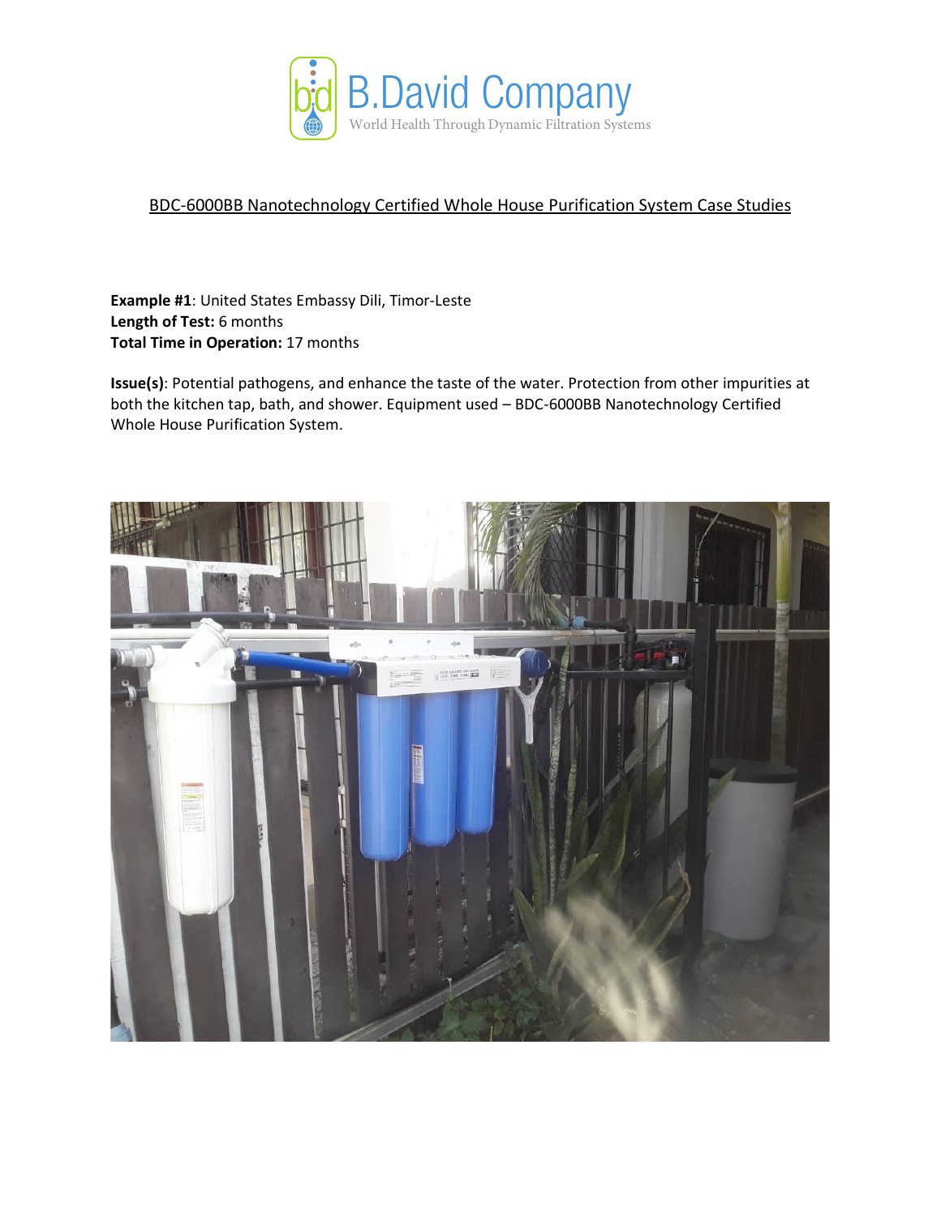B.David Company

World Health Through Dynamic Filtration Systems

## BDC-6000BB Nanotechnology Certified Whole House Purification System Case Studies

**Example #1**: United States Embassy Dili, Timor-Leste
**Length of Test:** 6 months
**Total Time in Operation:** 17 months

**Issue(s)**: Potential pathogens, and enhance the taste of the water. Protection from other impurities at both the kitchen tap, bath, and shower. Equipment used – BDC-6000BB Nanotechnology Certified Whole House Purification System.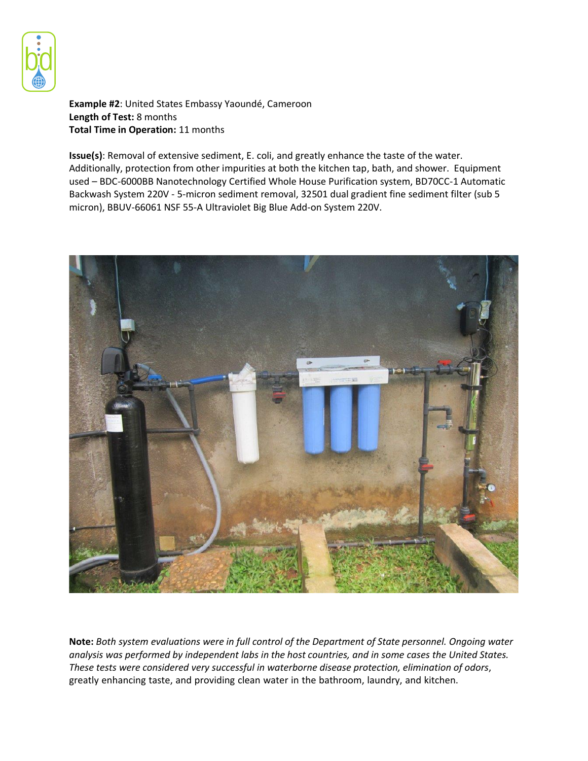**Example #2**: United States Embassy Yaoundé, Cameroon
**Length of Test:** 8 months
**Total Time in Operation:** 11 months

**Issue(s)**: Removal of extensive sediment, E. coli, and greatly enhance the taste of the water. Additionally, protection from other impurities at both the kitchen tap, bath, and shower. Equipment used – BDC-6000BB Nanotechnology Certified Whole House Purification system, BD70CC-1 Automatic Backwash System 220V - 5-micron sediment removal, 32501 dual gradient fine sediment filter (sub 5 micron), BBUV-66061 NSF 55-A Ultraviolet Big Blue Add-on System 220V.

**Note:** *Both system evaluations were in full control of the Department of State personnel. Ongoing water analysis was performed by independent labs in the host countries, and in some cases the United States. These tests were considered very successful in waterborne disease protection, elimination of odors*, greatly enhancing taste, and providing clean water in the bathroom, laundry, and kitchen.